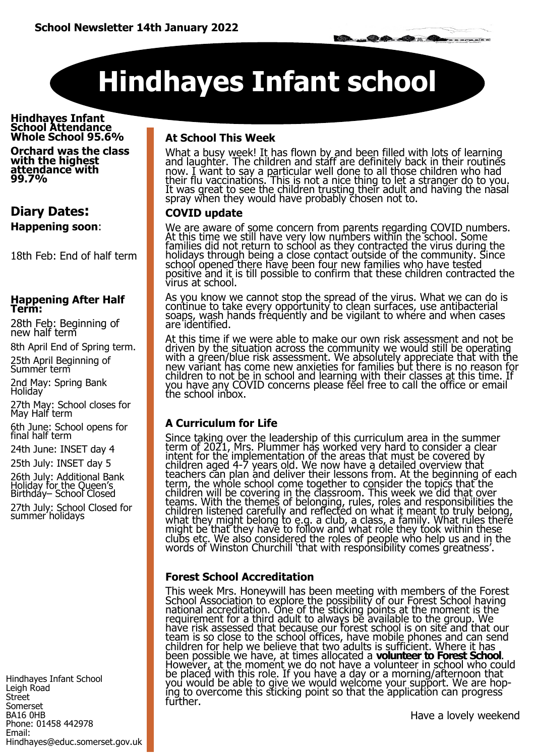School Newsletter 14th January 2022

# Hindhayes Infant school

**Hindhayes Infant School Attendance Whole School 95.6%**

**Orchard was the class with the highest attendance with 99.7%**

## Diary Dates:

**Happening soon**:

18th Feb: End of half term

**Happening After Half Term:**

28th Feb: Beginning of new half term

8th April End of Spring term.

25th April Beginning of Summer term

2nd May: Spring Bank Holiday

27th May: School closes for May Half term

6th June: School opens for final half term

24th June: INSET day 4

25th July: INSET day 5

26th July: Additional Bank Holiday for the Queen's Birthday– School Closed

27th July: School Closed for summer holidays

Hindhayes Infant School
Leigh Road
Street
Somerset
BA16 0HB
Phone: 01458 442978
Email:
Hindhayes@educ.somerset.gov.uk

### At School This Week

What a busy week! It has flown by and been filled with lots of learning and laughter. The children and staff are definitely back in their routines now. I want to say a particular well done to all those children who had their flu vaccinations. This is not a nice thing to let a stranger do to you. It was great to see the children trusting their adult and having the nasal spray when they would have probably chosen not to.

### COVID update

We are aware of some concern from parents regarding COVID numbers. At this time we still have very low numbers within the school. Some families did not return to school as they contracted the virus during the holidays through being a close contact outside of the community. Since school opened there have been four new families who have tested positive and it is till possible to confirm that these children contracted the virus at school.

As you know we cannot stop the spread of the virus. What we can do is continue to take every opportunity to clean surfaces, use antibacterial soaps, wash hands frequently and be vigilant to where and when cases are identified.

At this time if we were able to make our own risk assessment and not be driven by the situation across the community we would still be operating with a green/blue risk assessment. We absolutely appreciate that with the new variant has come new anxieties for families but there is no reason for children to not be in school and learning with their classes at this time. If you have any COVID concerns please feel free to call the office or email the school inbox.

### A Curriculum for Life

Since taking over the leadership of this curriculum area in the summer term of 2021, Mrs. Plummer has worked very hard to consider a clear intent for the implementation of the areas that must be covered by children aged 4-7 years old. We now have a detailed overview that teachers can plan and deliver their lessons from. At the beginning of each term, the whole school come together to consider the topics that the children will be covering in the classroom. This week we did that over teams. With the themes of belonging, rules, roles and responsibilities the children listened carefully and reflected on what it meant to truly belong, what they might belong to e.g. a club, a class, a family. What rules there might be that they have to follow and what role they took within these clubs etc. We also considered the roles of people who help us and in the words of Winston Churchill 'that with responsibility comes greatness'.

### Forest School Accreditation

This week Mrs. Honeywill has been meeting with members of the Forest School Association to explore the possibility of our Forest School having national accreditation. One of the sticking points at the moment is the requirement for a third adult to always be available to the group. We have risk assessed that because our forest school is on site and that our team is so close to the school offices, have mobile phones and can send children for help we believe that two adults is sufficient. Where it has been possible we have, at times allocated a **volunteer to Forest School**. However, at the moment we do not have a volunteer in school who could be placed with this role. If you have a day or a morning/afternoon that you would be able to give we would welcome your support. We are hoping to overcome this sticking point so that the application can progress further.

Have a lovely weekend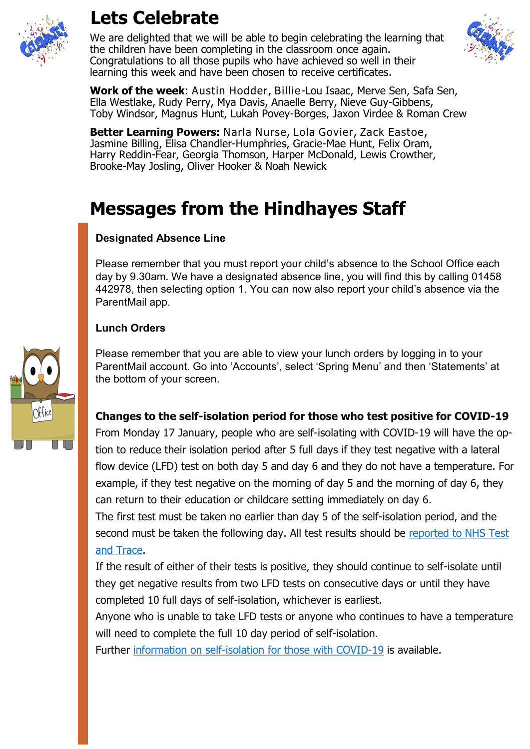# Lets Celebrate

We are delighted that we will be able to begin celebrating the learning that the children have been completing in the classroom once again. Congratulations to all those pupils who have achieved so well in their learning this week and have been chosen to receive certificates.

**Work of the week**: Austin Hodder, Billie-Lou Isaac, Merve Sen, Safa Sen, Ella Westlake, Rudy Perry, Mya Davis, Anaelle Berry, Nieve Guy-Gibbens, Toby Windsor, Magnus Hunt, Lukah Povey-Borges, Jaxon Virdee & Roman Crew

**Better Learning Powers:** Narla Nurse, Lola Govier, Zack Eastoe, Jasmine Billing, Elisa Chandler-Humphries, Gracie-Mae Hunt, Felix Oram, Harry Reddin-Fear, Georgia Thomson, Harper McDonald, Lewis Crowther, Brooke-May Josling, Oliver Hooker & Noah Newick

# Messages from the Hindhayes Staff

**Designated Absence Line**

Please remember that you must report your child's absence to the School Office each day by 9.30am. We have a designated absence line, you will find this by calling 01458 442978, then selecting option 1. You can now also report your child's absence via the ParentMail app.

**Lunch Orders**

Please remember that you are able to view your lunch orders by logging in to your ParentMail account. Go into 'Accounts', select 'Spring Menu' and then 'Statements' at the bottom of your screen.

**Changes to the self-isolation period for those who test positive for COVID-19**

From Monday 17 January, people who are self-isolating with COVID-19 will have the option to reduce their isolation period after 5 full days if they test negative with a lateral flow device (LFD) test on both day 5 and day 6 and they do not have a temperature. For example, if they test negative on the morning of day 5 and the morning of day 6, they can return to their education or childcare setting immediately on day 6.

The first test must be taken no earlier than day 5 of the self-isolation period, and the second must be taken the following day. All test results should be reported to NHS Test and Trace.

If the result of either of their tests is positive, they should continue to self-isolate until they get negative results from two LFD tests on consecutive days or until they have completed 10 full days of self-isolation, whichever is earliest.

Anyone who is unable to take LFD tests or anyone who continues to have a temperature will need to complete the full 10 day period of self-isolation.

Further information on self-isolation for those with COVID-19 is available.